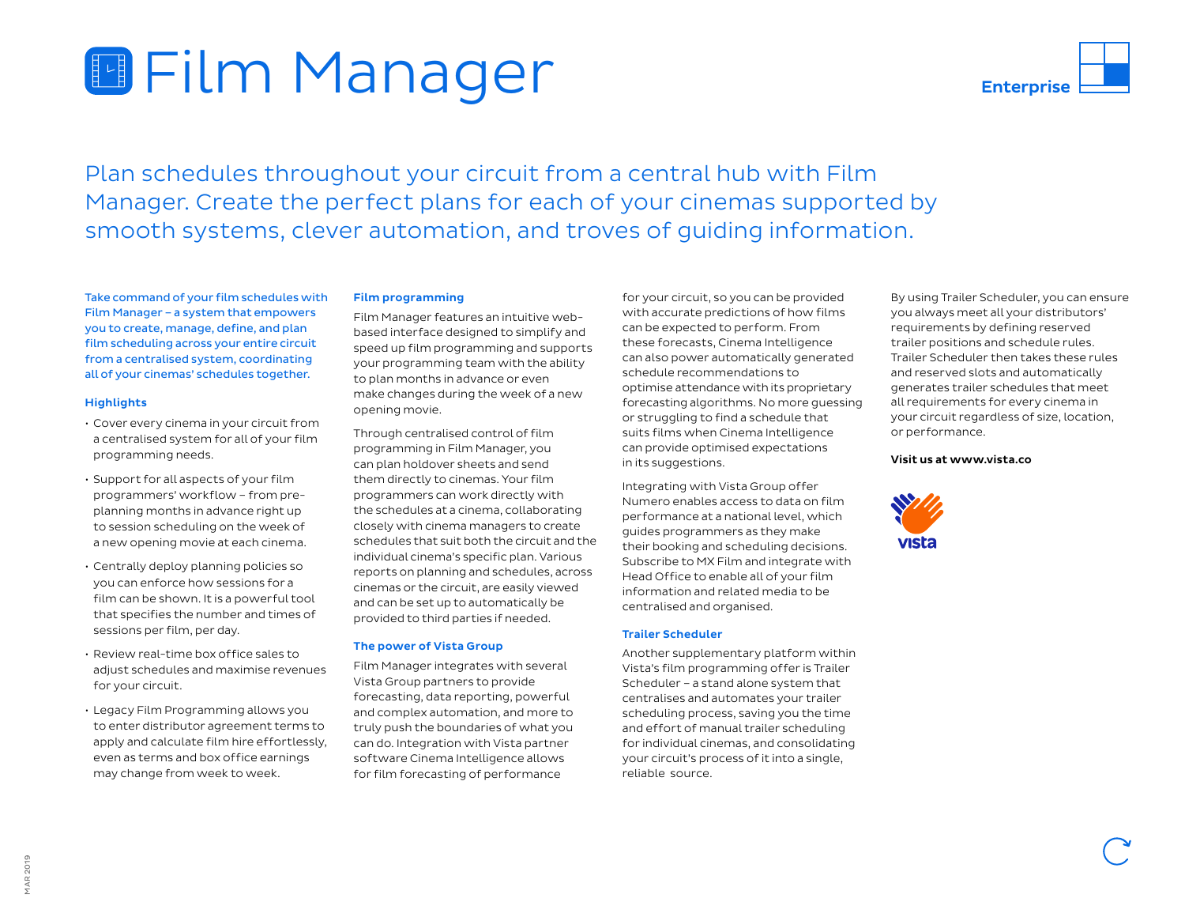# Film Manager

Enterprise

Plan schedules throughout your circuit from a central hub with Film Manager. Create the perfect plans for each of your cinemas supported by smooth systems, clever automation, and troves of guiding information.

Take command of your film schedules with Film Manager – a system that empowers you to create, manage, define, and plan film scheduling across your entire circuit from a centralised system, coordinating all of your cinemas' schedules together.

### Highlights

- Cover every cinema in your circuit from a centralised system for all of your film programming needs.
- Support for all aspects of your film programmers' workflow – from pre-planning months in advance right up to session scheduling on the week of a new opening movie at each cinema.
- Centrally deploy planning policies so you can enforce how sessions for a film can be shown. It is a powerful tool that specifies the number and times of sessions per film, per day.
- Review real-time box office sales to adjust schedules and maximise revenues for your circuit.
- Legacy Film Programming allows you to enter distributor agreement terms to apply and calculate film hire effortlessly, even as terms and box office earnings may change from week to week.

### Film programming

Film Manager features an intuitive web-based interface designed to simplify and speed up film programming and supports your programming team with the ability to plan months in advance or even make changes during the week of a new opening movie.

Through centralised control of film programming in Film Manager, you can plan holdover sheets and send them directly to cinemas. Your film programmers can work directly with the schedules at a cinema, collaborating closely with cinema managers to create schedules that suit both the circuit and the individual cinema's specific plan. Various reports on planning and schedules, across cinemas or the circuit, are easily viewed and can be set up to automatically be provided to third parties if needed.

### The power of Vista Group

Film Manager integrates with several Vista Group partners to provide forecasting, data reporting, powerful and complex automation, and more to truly push the boundaries of what you can do. Integration with Vista partner software Cinema Intelligence allows for film forecasting of performance for your circuit, so you can be provided with accurate predictions of how films can be expected to perform. From these forecasts, Cinema Intelligence can also power automatically generated schedule recommendations to optimise attendance with its proprietary forecasting algorithms. No more guessing or struggling to find a schedule that suits films when Cinema Intelligence can provide optimised expectations in its suggestions.

Integrating with Vista Group offer Numero enables access to data on film performance at a national level, which guides programmers as they make their booking and scheduling decisions. Subscribe to MX Film and integrate with Head Office to enable all of your film information and related media to be centralised and organised.

### Trailer Scheduler

Another supplementary platform within Vista's film programming offer is Trailer Scheduler – a stand alone system that centralises and automates your trailer scheduling process, saving you the time and effort of manual trailer scheduling for individual cinemas, and consolidating your circuit's process of it into a single, reliable source.

By using Trailer Scheduler, you can ensure you always meet all your distributors' requirements by defining reserved trailer positions and schedule rules. Trailer Scheduler then takes these rules and reserved slots and automatically generates trailer schedules that meet all requirements for every cinema in your circuit regardless of size, location, or performance.

**Visit us at www.vista.co**

vista

MAR 2019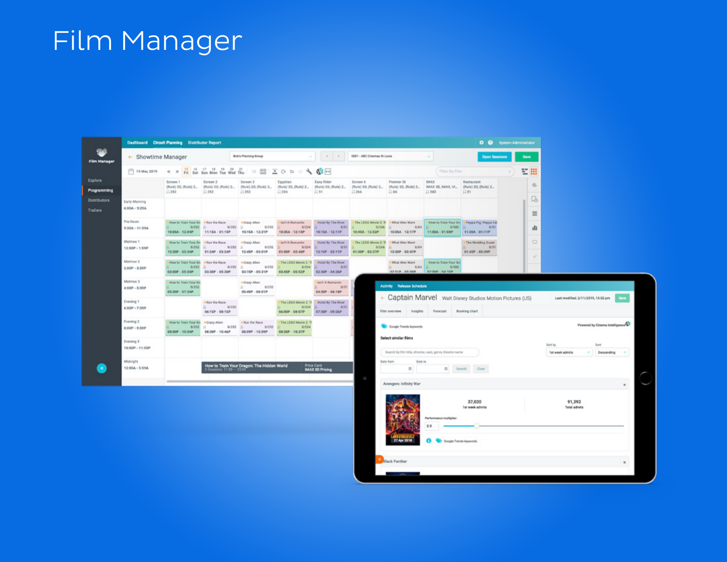# Film Manager